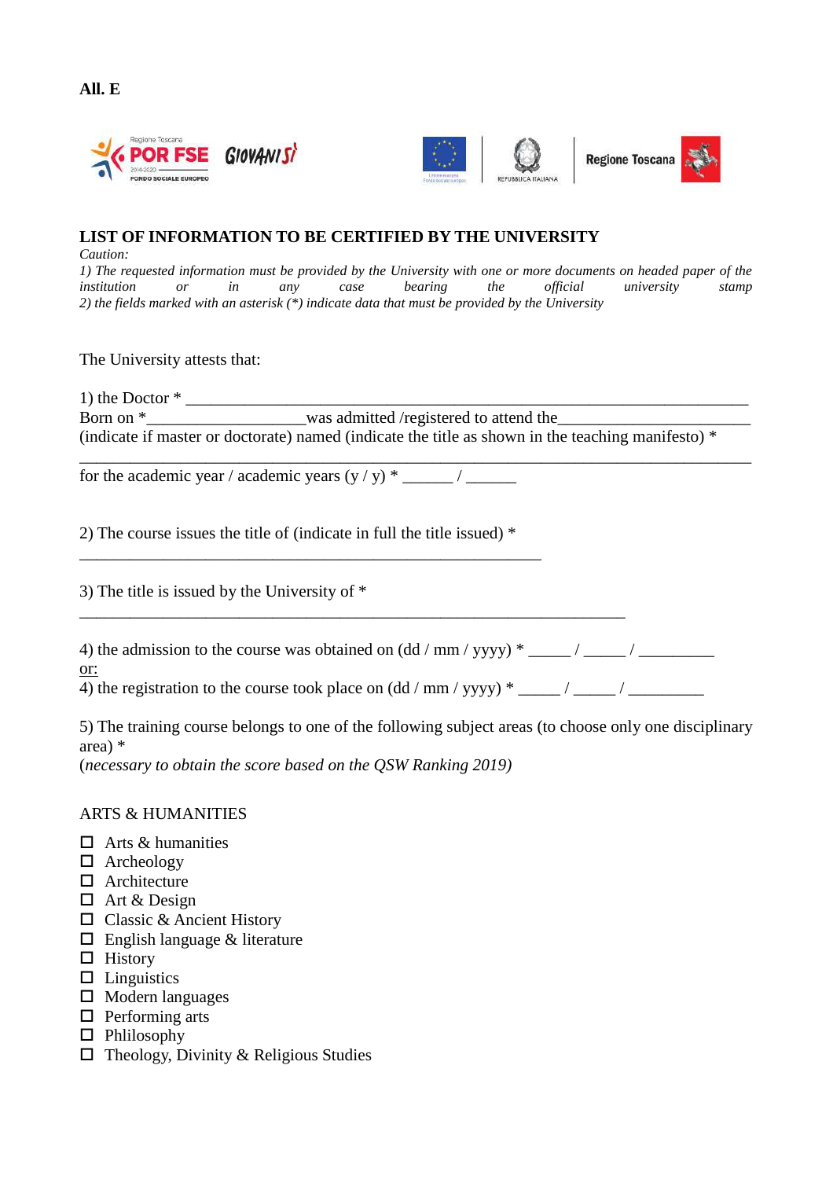**All. E**

## LIST OF INFORMATION TO BE CERTIFIED BY THE UNIVERSITY

*Caution:*

*1) The requested information must be provided by the University with one or more documents on headed paper of the institution or in any case bearing the official university stamp*

*2) the fields marked with an asterisk (*) indicate data that must be provided by the University*

The University attests that:

1) the Doctor * ___________________________________________________________________

Born on *___________________was admitted /registered to attend the______________________ (indicate if master or doctorate) named (indicate the title as shown in the teaching manifesto) *

_____________________________________________________________________________

for the academic year / academic years (y / y) * ______ / ______

2) The course issues the title of (indicate in full the title issued) *

_______________________________________________________

3) The title is issued by the University of *

_________________________________________________________________

4) the admission to the course was obtained on (dd / mm / yyyy) * _____ / _____ / _________

or:

4) the registration to the course took place on (dd / mm / yyyy) * _____ / _____ / _________

5) The training course belongs to one of the following subject areas (to choose only one disciplinary area) *

(*necessary to obtain the score based on the QSW Ranking 2019)*

ARTS & HUMANITIES

- ☐ Arts & humanities
- ☐ Archeology
- ☐ Architecture
- ☐ Art & Design
- ☐ Classic & Ancient History
- ☐ English language & literature
- ☐ History
- ☐ Linguistics
- ☐ Modern languages
- ☐ Performing arts
- ☐ Phlilosophy
- ☐ Theology, Divinity & Religious Studies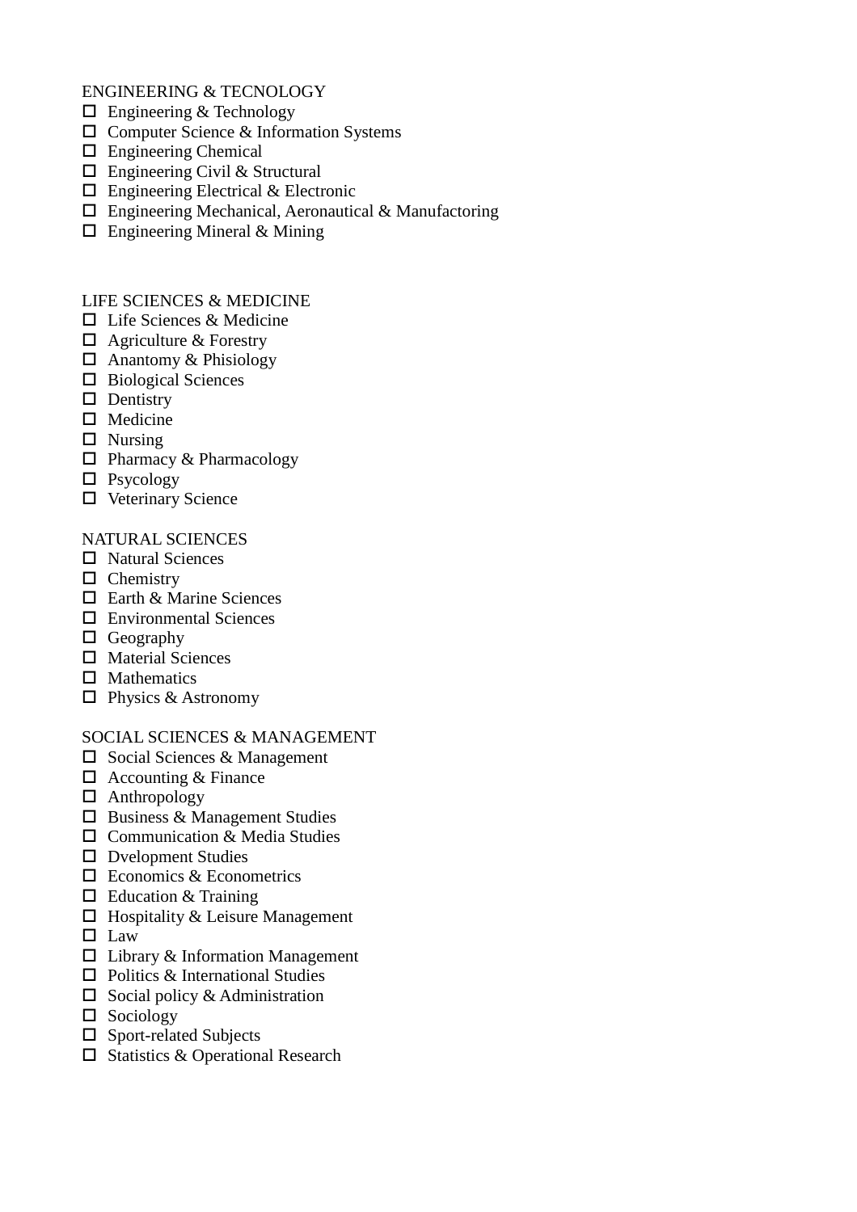ENGINEERING & TECNOLOGY

- ☐ Engineering & Technology
- ☐ Computer Science & Information Systems
- ☐ Engineering Chemical
- ☐ Engineering Civil & Structural
- ☐ Engineering Electrical & Electronic
- ☐ Engineering Mechanical, Aeronautical & Manufactoring
- ☐ Engineering Mineral & Mining

LIFE SCIENCES & MEDICINE

- ☐ Life Sciences & Medicine
- ☐ Agriculture & Forestry
- ☐ Anantomy & Phisiology
- ☐ Biological Sciences
- ☐ Dentistry
- ☐ Medicine
- ☐ Nursing
- ☐ Pharmacy & Pharmacology
- ☐ Psycology
- ☐ Veterinary Science

NATURAL SCIENCES

- ☐ Natural Sciences
- ☐ Chemistry
- ☐ Earth & Marine Sciences
- ☐ Environmental Sciences
- ☐ Geography
- ☐ Material Sciences
- ☐ Mathematics
- ☐ Physics & Astronomy

SOCIAL SCIENCES & MANAGEMENT

- ☐ Social Sciences & Management
- ☐ Accounting & Finance
- ☐ Anthropology
- ☐ Business & Management Studies
- ☐ Communication & Media Studies
- ☐ Dvelopment Studies
- ☐ Economics & Econometrics
- ☐ Education & Training
- ☐ Hospitality & Leisure Management
- ☐ Law
- ☐ Library & Information Management
- ☐ Politics & International Studies
- ☐ Social policy & Administration
- ☐ Sociology
- ☐ Sport-related Subjects
- ☐ Statistics & Operational Research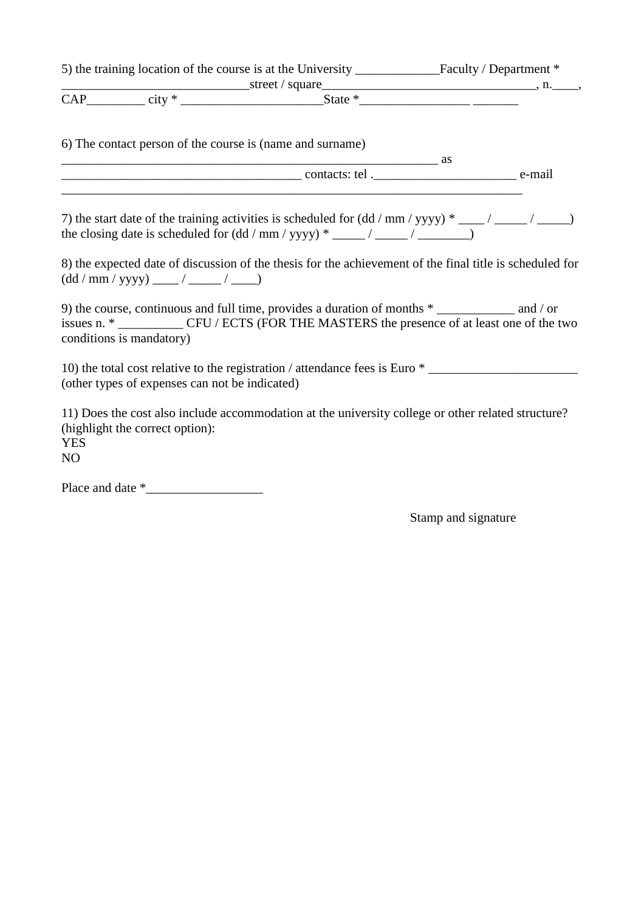5) the training location of the course is at the University _____________Faculty / Department * ____________________________street / square________________________________, n.____, CAP_________ city * _____________________State *_________________ _______

6) The contact person of the course is (name and surname) _________________________________________________________ as ____________________________________ contacts: tel .______________________ e-mail ______________________________________________________________________

7) the start date of the training activities is scheduled for (dd / mm / yyyy) * ____ / _____ / _____) the closing date is scheduled for (dd / mm / yyyy) * _____ / _____ / ________)

8) the expected date of discussion of the thesis for the achievement of the final title is scheduled for (dd / mm / yyyy) ____ / _____ / ____)

9) the course, continuous and full time, provides a duration of months * ____________ and / or issues n. * __________ CFU / ECTS (FOR THE MASTERS the presence of at least one of the two conditions is mandatory)

10) the total cost relative to the registration / attendance fees is Euro * _______________________ (other types of expenses can not be indicated)

11) Does the cost also include accommodation at the university college or other related structure? (highlight the correct option):
YES
NO

Place and date *__________________

Stamp and signature